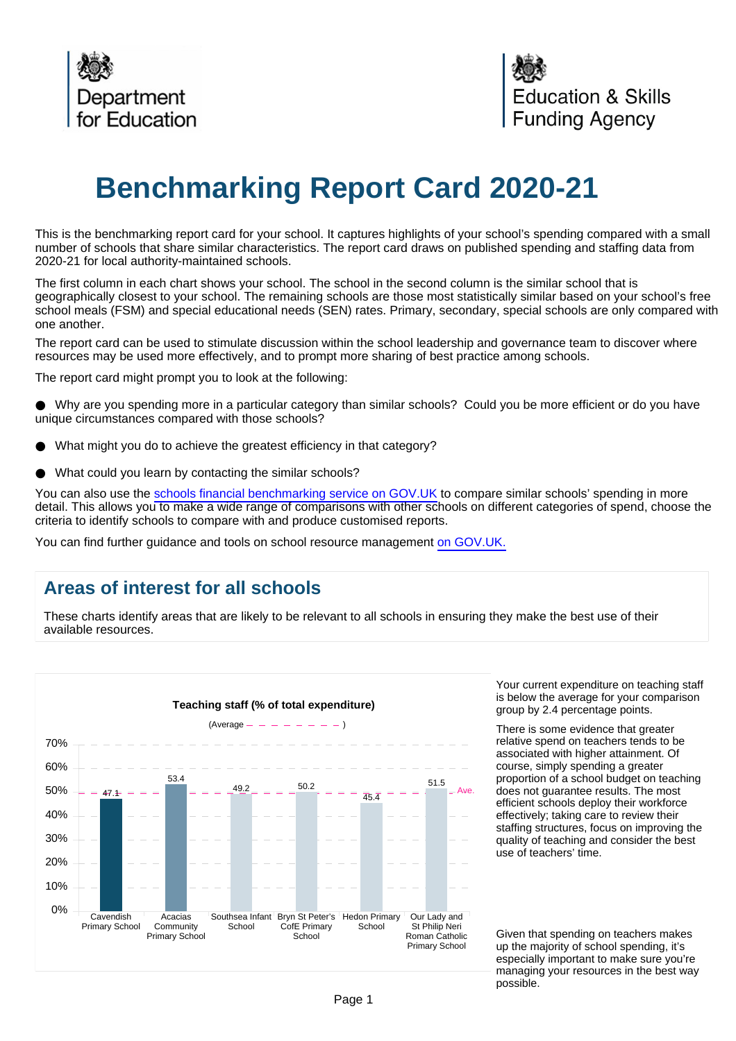Department for Education

Education & Skills Funding Agency

# Benchmarking Report Card 2020-21

This is the benchmarking report card for your school. It captures highlights of your school's spending compared with a small number of schools that share similar characteristics. The report card draws on published spending and staffing data from 2020-21 for local authority-maintained schools.

The first column in each chart shows your school. The school in the second column is the similar school that is geographically closest to your school. The remaining schools are those most statistically similar based on your school's free school meals (FSM) and special educational needs (SEN) rates. Primary, secondary, special schools are only compared with one another.

The report card can be used to stimulate discussion within the school leadership and governance team to discover where resources may be used more effectively, and to prompt more sharing of best practice among schools.

The report card might prompt you to look at the following:

- Why are you spending more in a particular category than similar schools? Could you be more efficient or do you have unique circumstances compared with those schools?
- What might you do to achieve the greatest efficiency in that category?
- What could you learn by contacting the similar schools?

You can also use the schools financial benchmarking service on GOV.UK to compare similar schools' spending in more detail. This allows you to make a wide range of comparisons with other schools on different categories of spend, choose the criteria to identify schools to compare with and produce customised reports.

You can find further guidance and tools on school resource management on GOV.UK.

## Areas of interest for all schools

These charts identify areas that are likely to be relevant to all schools in ensuring they make the best use of their available resources.

**Teaching staff (% of total expenditure)**

(Average – – – – – – – – )

| School | Teaching staff (% of total expenditure) |
|---|---|
| Cavendish Primary School | 47.1 |
| Acacias Community Primary School | 53.4 |
| Southsea Infant School | 49.2 |
| Bryn St Peter's CofE Primary School | 50.2 |
| Hedon Primary School | 45.4 |
| Our Lady and St Philip Neri Roman Catholic Primary School | 51.5 |

Your current expenditure on teaching staff is below the average for your comparison group by 2.4 percentage points.

There is some evidence that greater relative spend on teachers tends to be associated with higher attainment. Of course, simply spending a greater proportion of a school budget on teaching does not guarantee results. The most efficient schools deploy their workforce effectively; taking care to review their staffing structures, focus on improving the quality of teaching and consider the best use of teachers' time.

Given that spending on teachers makes up the majority of school spending, it's especially important to make sure you're managing your resources in the best way possible.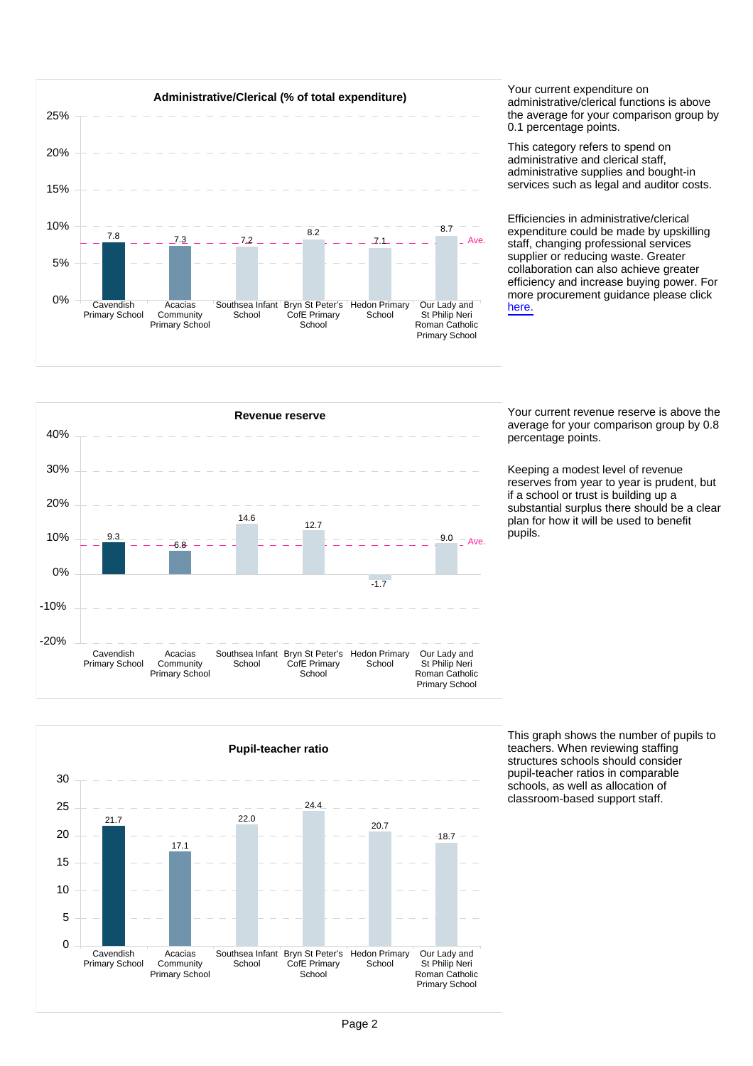## Administrative/Clerical (% of total expenditure)

| School | % |
| --- | --- |
| Cavendish Primary School | 7.8 |
| Acacias Community Primary School | 7.3 |
| Southsea Infant School | 7.2 |
| Bryn St Peter's CofE Primary School | 8.2 |
| Hedon Primary School | 7.1 |
| Our Lady and St Philip Neri Roman Catholic Primary School | 8.7 |

Your current expenditure on administrative/clerical functions is above the average for your comparison group by 0.1 percentage points.

This category refers to spend on administrative and clerical staff, administrative supplies and bought-in services such as legal and auditor costs.

Efficiencies in administrative/clerical expenditure could be made by upskilling staff, changing professional services supplier or reducing waste. Greater collaboration can also achieve greater efficiency and increase buying power. For more procurement guidance please click here.

## Revenue reserve

| School | % |
| --- | --- |
| Cavendish Primary School | 9.3 |
| Acacias Community Primary School | 6.8 |
| Southsea Infant School | 14.6 |
| Bryn St Peter's CofE Primary School | 12.7 |
| Hedon Primary School | -1.7 |
| Our Lady and St Philip Neri Roman Catholic Primary School | 9.0 |

Your current revenue reserve is above the average for your comparison group by 0.8 percentage points.

Keeping a modest level of revenue reserves from year to year is prudent, but if a school or trust is building up a substantial surplus there should be a clear plan for how it will be used to benefit pupils.

## Pupil-teacher ratio

| School | Ratio |
| --- | --- |
| Cavendish Primary School | 21.7 |
| Acacias Community Primary School | 17.1 |
| Southsea Infant School | 22.0 |
| Bryn St Peter's CofE Primary School | 24.4 |
| Hedon Primary School | 20.7 |
| Our Lady and St Philip Neri Roman Catholic Primary School | 18.7 |

This graph shows the number of pupils to teachers. When reviewing staffing structures schools should consider pupil-teacher ratios in comparable schools, as well as allocation of classroom-based support staff.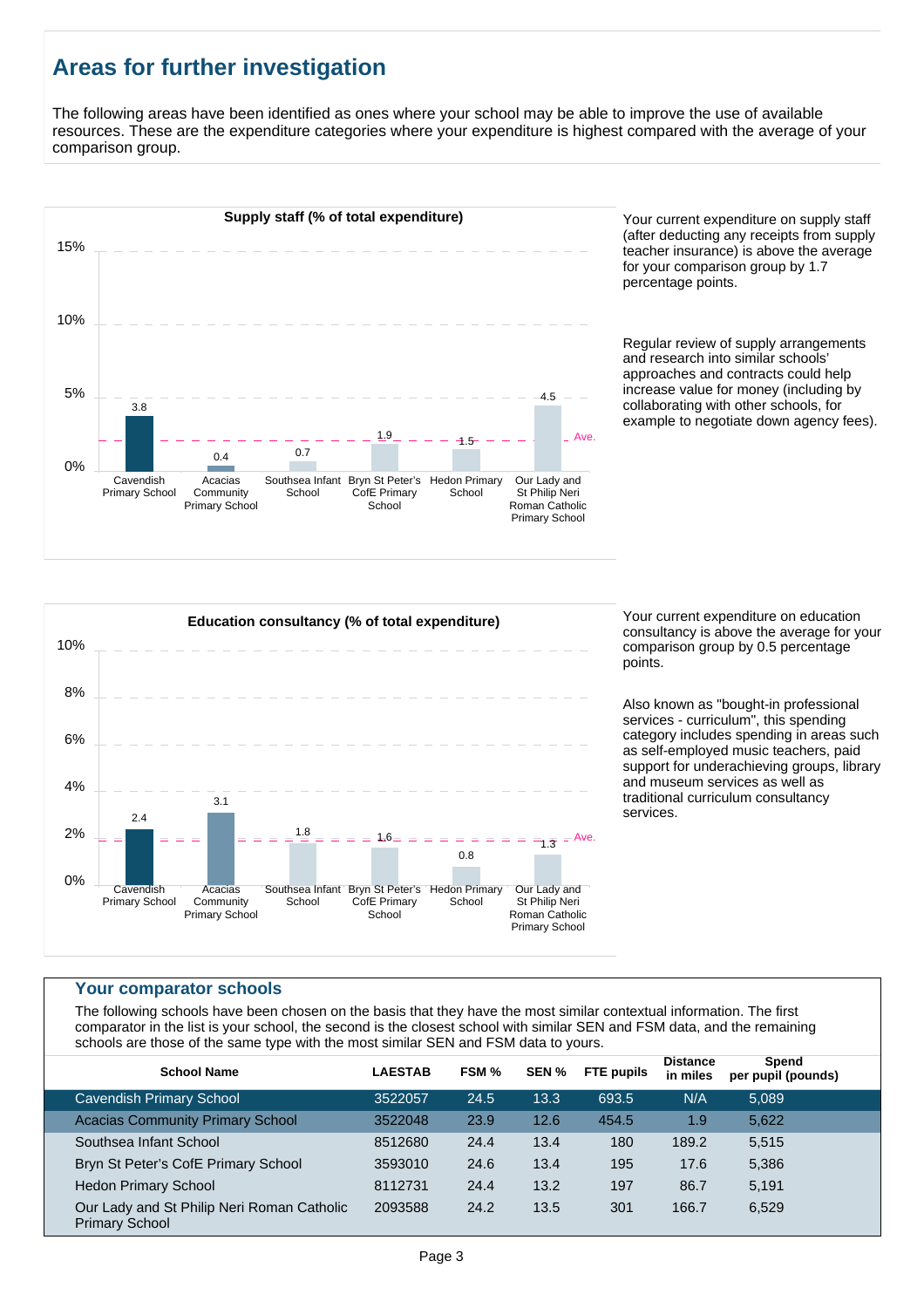## Areas for further investigation

The following areas have been identified as ones where your school may be able to improve the use of available resources. These are the expenditure categories where your expenditure is highest compared with the average of your comparison group.

**Supply staff (% of total expenditure)**

| School | % |
|---|---|
| Cavendish Primary School | 3.8 |
| Acacias Community Primary School | 0.4 |
| Southsea Infant School | 0.7 |
| Bryn St Peter's CofE Primary School | 1.9 |
| Hedon Primary School | 1.5 |
| Our Lady and St Philip Neri Roman Catholic Primary School | 4.5 |

Your current expenditure on supply staff (after deducting any receipts from supply teacher insurance) is above the average for your comparison group by 1.7 percentage points.

Regular review of supply arrangements and research into similar schools' approaches and contracts could help increase value for money (including by collaborating with other schools, for example to negotiate down agency fees).

**Education consultancy (% of total expenditure)**

| School | % |
|---|---|
| Cavendish Primary School | 2.4 |
| Acacias Community Primary School | 3.1 |
| Southsea Infant School | 1.8 |
| Bryn St Peter's CofE Primary School | 1.6 |
| Hedon Primary School | 0.8 |
| Our Lady and St Philip Neri Roman Catholic Primary School | 1.3 |

Your current expenditure on education consultancy is above the average for your comparison group by 0.5 percentage points.

Also known as "bought-in professional services - curriculum", this spending category includes spending in areas such as self-employed music teachers, paid support for underachieving groups, library and museum services as well as traditional curriculum consultancy services.

### Your comparator schools

The following schools have been chosen on the basis that they have the most similar contextual information. The first comparator in the list is your school, the second is the closest school with similar SEN and FSM data, and the remaining schools are those of the same type with the most similar SEN and FSM data to yours.

| School Name | LAESTAB | FSM % | SEN % | FTE pupils | Distance in miles | Spend per pupil (pounds) |
|---|---|---|---|---|---|---|
| Cavendish Primary School | 3522057 | 24.5 | 13.3 | 693.5 | N/A | 5,089 |
| Acacias Community Primary School | 3522048 | 23.9 | 12.6 | 454.5 | 1.9 | 5,622 |
| Southsea Infant School | 8512680 | 24.4 | 13.4 | 180 | 189.2 | 5,515 |
| Bryn St Peter's CofE Primary School | 3593010 | 24.6 | 13.4 | 195 | 17.6 | 5,386 |
| Hedon Primary School | 8112731 | 24.4 | 13.2 | 197 | 86.7 | 5,191 |
| Our Lady and St Philip Neri Roman Catholic Primary School | 2093588 | 24.2 | 13.5 | 301 | 166.7 | 6,529 |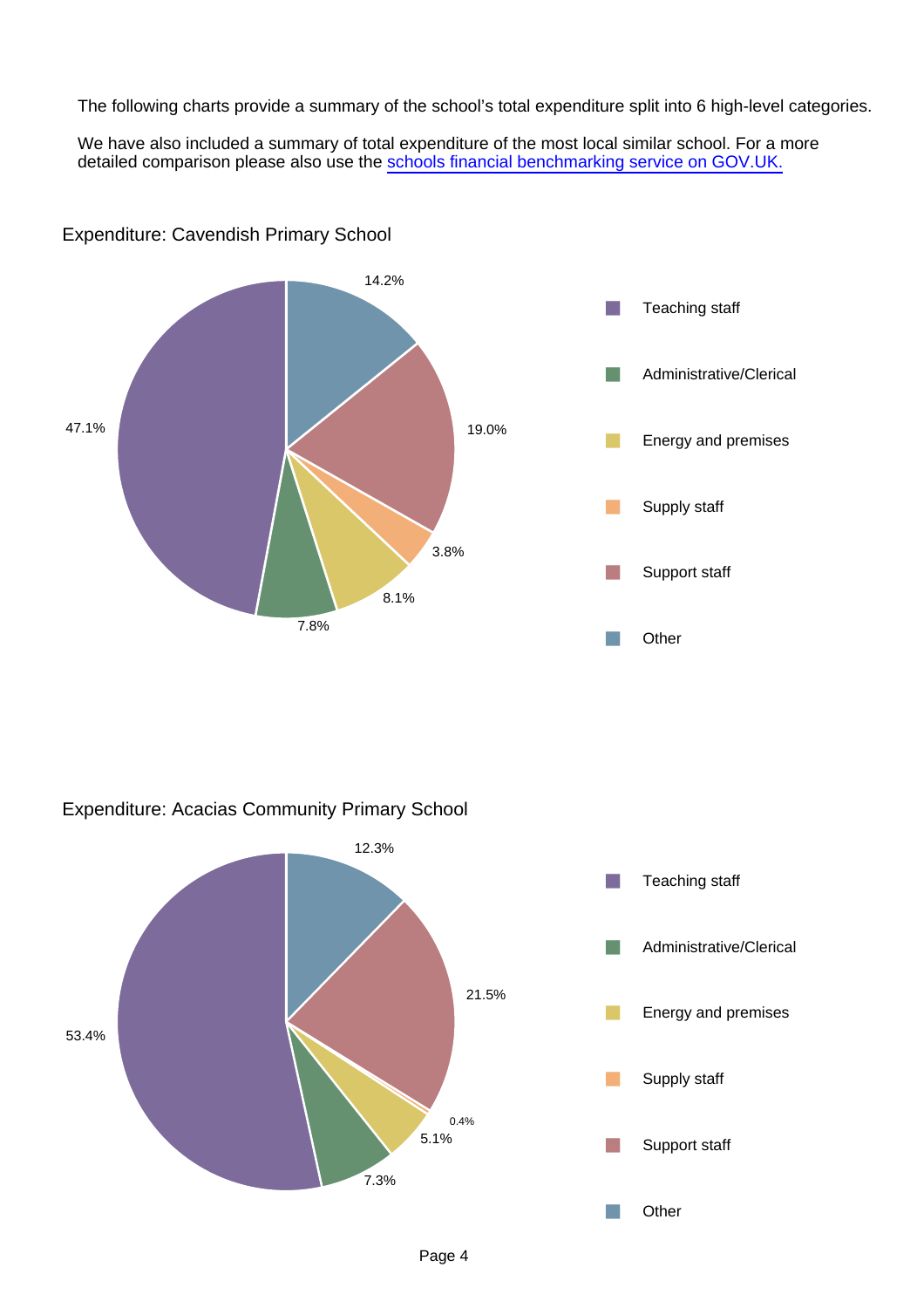The following charts provide a summary of the school's total expenditure split into 6 high-level categories.

We have also included a summary of total expenditure of the most local similar school. For a more detailed comparison please also use the [schools financial benchmarking service on GOV.UK.](https://schools-financial-benchmarking.service.gov.uk/)

## Expenditure: Cavendish Primary School

14.2%
19.0%
3.8%
8.1%
7.8%
47.1%

Teaching staff
Administrative/Clerical
Energy and premises
Supply staff
Support staff
Other

## Expenditure: Acacias Community Primary School

12.3%
21.5%
0.4%
5.1%
7.3%
53.4%

Teaching staff
Administrative/Clerical
Energy and premises
Supply staff
Support staff
Other